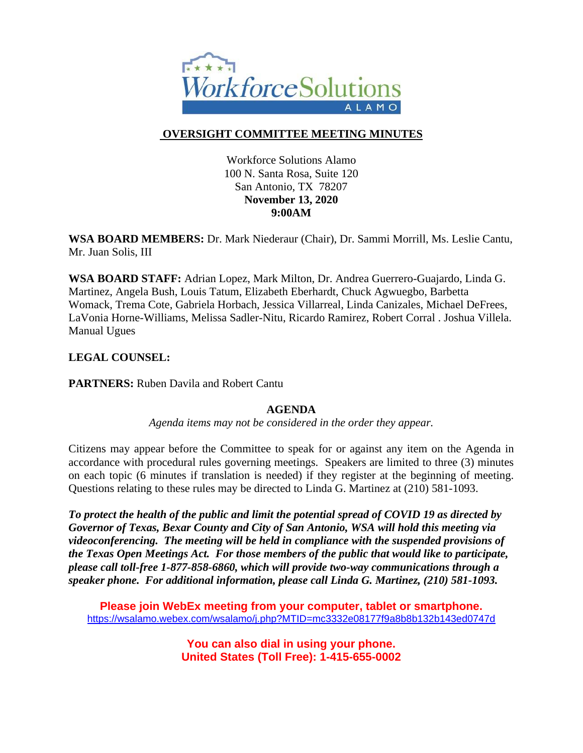# OVERSIGHT COMMITTEE MEETING MINUTES

Workforce Solutions Alamo
100 N. Santa Rosa, Suite 120
San Antonio, TX 78207
**November 13, 2020**
**9:00AM**

**WSA BOARD MEMBERS:** Dr. Mark Niederaur (Chair), Dr. Sammi Morrill, Ms. Leslie Cantu, Mr. Juan Solis, III

**WSA BOARD STAFF:** Adrian Lopez, Mark Milton, Dr. Andrea Guerrero-Guajardo, Linda G. Martinez, Angela Bush, Louis Tatum, Elizabeth Eberhardt, Chuck Agwuegbo, Barbetta Womack, Trema Cote, Gabriela Horbach, Jessica Villarreal, Linda Canizales, Michael DeFrees, LaVonia Horne-Williams, Melissa Sadler-Nitu, Ricardo Ramirez, Robert Corral . Joshua Villela. Manual Ugues

**LEGAL COUNSEL:**

**PARTNERS:** Ruben Davila and Robert Cantu

## AGENDA

*Agenda items may not be considered in the order they appear.*

Citizens may appear before the Committee to speak for or against any item on the Agenda in accordance with procedural rules governing meetings. Speakers are limited to three (3) minutes on each topic (6 minutes if translation is needed) if they register at the beginning of meeting. Questions relating to these rules may be directed to Linda G. Martinez at (210) 581-1093.

***To protect the health of the public and limit the potential spread of COVID 19 as directed by Governor of Texas, Bexar County and City of San Antonio, WSA will hold this meeting via videoconferencing. The meeting will be held in compliance with the suspended provisions of the Texas Open Meetings Act. For those members of the public that would like to participate, please call toll-free 1-877-858-6860, which will provide two-way communications through a speaker phone. For additional information, please call Linda G. Martinez, (210) 581-1093.***

**Please join WebEx meeting from your computer, tablet or smartphone.**
https://wsalamo.webex.com/wsalamo/j.php?MTID=mc3332e08177f9a8b8b132b143ed0747d

**You can also dial in using your phone.**
**United States (Toll Free): 1-415-655-0002**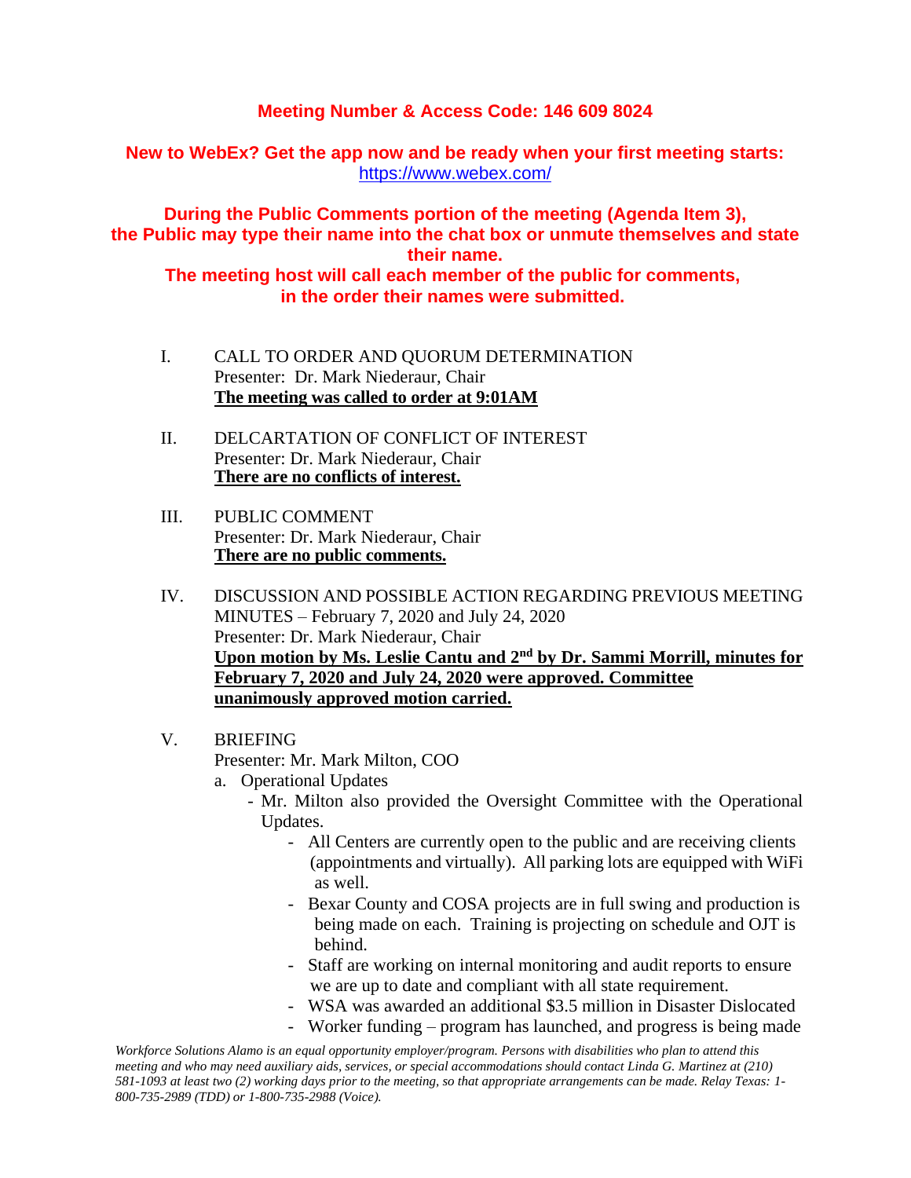**Meeting Number & Access Code: 146 609 8024**

**New to WebEx? Get the app now and be ready when your first meeting starts:** https://www.webex.com/

**During the Public Comments portion of the meeting (Agenda Item 3), the Public may type their name into the chat box or unmute themselves and state their name.**

**The meeting host will call each member of the public for comments, in the order their names were submitted.**

I. CALL TO ORDER AND QUORUM DETERMINATION
Presenter: Dr. Mark Niederaur, Chair
**The meeting was called to order at 9:01AM**

II. DELCARTATION OF CONFLICT OF INTEREST
Presenter: Dr. Mark Niederaur, Chair
**There are no conflicts of interest.**

III. PUBLIC COMMENT
Presenter: Dr. Mark Niederaur, Chair
**There are no public comments.**

IV. DISCUSSION AND POSSIBLE ACTION REGARDING PREVIOUS MEETING MINUTES – February 7, 2020 and July 24, 2020
Presenter: Dr. Mark Niederaur, Chair
**Upon motion by Ms. Leslie Cantu and 2nd by Dr. Sammi Morrill, minutes for February 7, 2020 and July 24, 2020 were approved. Committee unanimously approved motion carried.**

V. BRIEFING
Presenter: Mr. Mark Milton, COO

a. Operational Updates
   - Mr. Milton also provided the Oversight Committee with the Operational Updates.
     - All Centers are currently open to the public and are receiving clients (appointments and virtually). All parking lots are equipped with WiFi as well.
     - Bexar County and COSA projects are in full swing and production is being made on each. Training is projecting on schedule and OJT is behind.
     - Staff are working on internal monitoring and audit reports to ensure we are up to date and compliant with all state requirement.
     - WSA was awarded an additional $3.5 million in Disaster Dislocated
     - Worker funding – program has launched, and progress is being made

*Workforce Solutions Alamo is an equal opportunity employer/program. Persons with disabilities who plan to attend this meeting and who may need auxiliary aids, services, or special accommodations should contact Linda G. Martinez at (210) 581-1093 at least two (2) working days prior to the meeting, so that appropriate arrangements can be made. Relay Texas: 1-800-735-2989 (TDD) or 1-800-735-2988 (Voice).*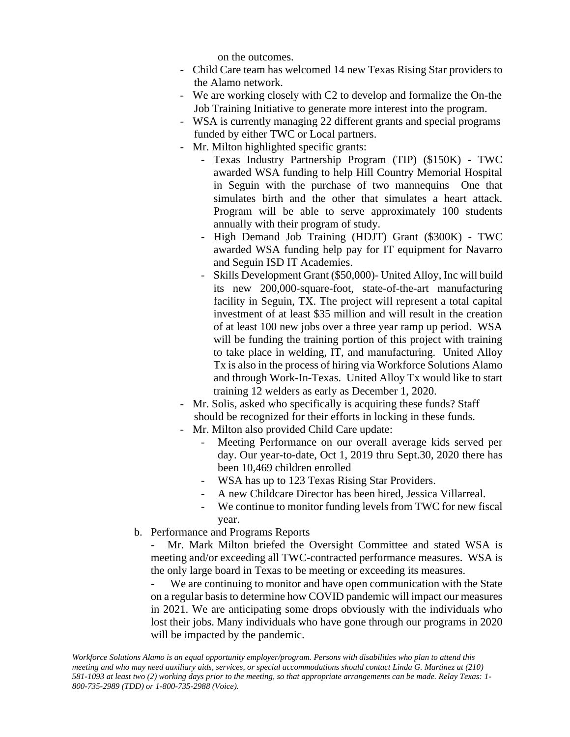on the outcomes.

- Child Care team has welcomed 14 new Texas Rising Star providers to the Alamo network.
- We are working closely with C2 to develop and formalize the On-the Job Training Initiative to generate more interest into the program.
- WSA is currently managing 22 different grants and special programs funded by either TWC or Local partners.
- Mr. Milton highlighted specific grants:
    - Texas Industry Partnership Program (TIP) ($150K) - TWC awarded WSA funding to help Hill Country Memorial Hospital in Seguin with the purchase of two mannequins One that simulates birth and the other that simulates a heart attack. Program will be able to serve approximately 100 students annually with their program of study.
    - High Demand Job Training (HDJT) Grant ($300K) - TWC awarded WSA funding help pay for IT equipment for Navarro and Seguin ISD IT Academies.
    - Skills Development Grant ($50,000)- United Alloy, Inc will build its new 200,000-square-foot, state-of-the-art manufacturing facility in Seguin, TX. The project will represent a total capital investment of at least $35 million and will result in the creation of at least 100 new jobs over a three year ramp up period. WSA will be funding the training portion of this project with training to take place in welding, IT, and manufacturing. United Alloy Tx is also in the process of hiring via Workforce Solutions Alamo and through Work-In-Texas. United Alloy Tx would like to start training 12 welders as early as December 1, 2020.
- Mr. Solis, asked who specifically is acquiring these funds? Staff should be recognized for their efforts in locking in these funds.
- Mr. Milton also provided Child Care update:
    - Meeting Performance on our overall average kids served per day. Our year-to-date, Oct 1, 2019 thru Sept.30, 2020 there has been 10,469 children enrolled
    - WSA has up to 123 Texas Rising Star Providers.
    - A new Childcare Director has been hired, Jessica Villarreal.
    - We continue to monitor funding levels from TWC for new fiscal year.

b. Performance and Programs Reports

- Mr. Mark Milton briefed the Oversight Committee and stated WSA is meeting and/or exceeding all TWC-contracted performance measures. WSA is the only large board in Texas to be meeting or exceeding its measures.
- We are continuing to monitor and have open communication with the State on a regular basis to determine how COVID pandemic will impact our measures in 2021. We are anticipating some drops obviously with the individuals who lost their jobs. Many individuals who have gone through our programs in 2020 will be impacted by the pandemic.

*Workforce Solutions Alamo is an equal opportunity employer/program. Persons with disabilities who plan to attend this meeting and who may need auxiliary aids, services, or special accommodations should contact Linda G. Martinez at (210) 581-1093 at least two (2) working days prior to the meeting, so that appropriate arrangements can be made. Relay Texas: 1-800-735-2989 (TDD) or 1-800-735-2988 (Voice).*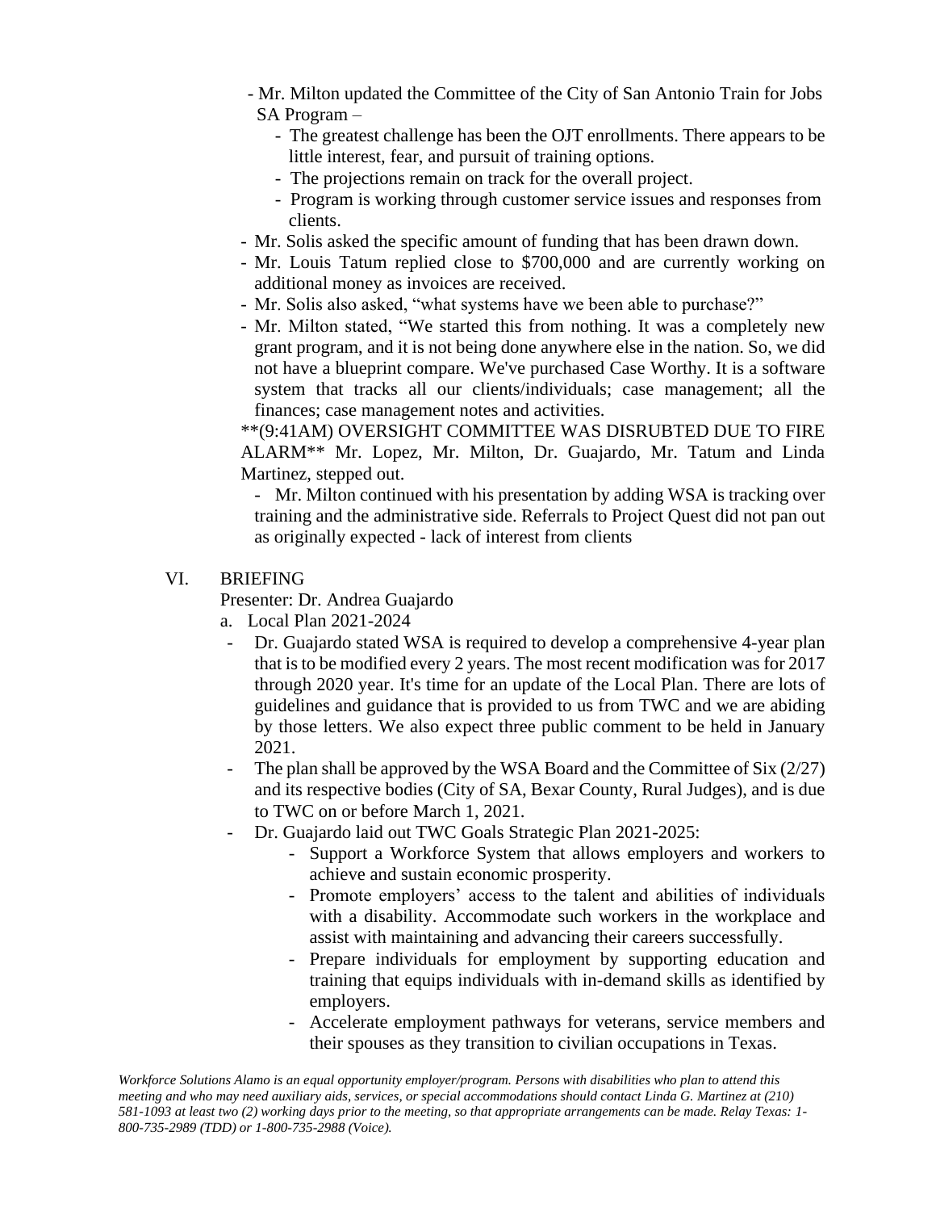- Mr. Milton updated the Committee of the City of San Antonio Train for Jobs SA Program –
  - The greatest challenge has been the OJT enrollments. There appears to be little interest, fear, and pursuit of training options.
  - The projections remain on track for the overall project.
  - Program is working through customer service issues and responses from clients.
- Mr. Solis asked the specific amount of funding that has been drawn down.
- Mr. Louis Tatum replied close to $700,000 and are currently working on additional money as invoices are received.
- Mr. Solis also asked, "what systems have we been able to purchase?"
- Mr. Milton stated, "We started this from nothing. It was a completely new grant program, and it is not being done anywhere else in the nation. So, we did not have a blueprint compare. We've purchased Case Worthy. It is a software system that tracks all our clients/individuals; case management; all the finances; case management notes and activities.

  **(9:41AM) OVERSIGHT COMMITTEE WAS DISRUBTED DUE TO FIRE ALARM** Mr. Lopez, Mr. Milton, Dr. Guajardo, Mr. Tatum and Linda Martinez, stepped out.

  - Mr. Milton continued with his presentation by adding WSA is tracking over training and the administrative side. Referrals to Project Quest did not pan out as originally expected - lack of interest from clients

VI. BRIEFING

Presenter: Dr. Andrea Guajardo

a. Local Plan 2021-2024

- Dr. Guajardo stated WSA is required to develop a comprehensive 4-year plan that is to be modified every 2 years. The most recent modification was for 2017 through 2020 year. It's time for an update of the Local Plan. There are lots of guidelines and guidance that is provided to us from TWC and we are abiding by those letters. We also expect three public comment to be held in January 2021.
- The plan shall be approved by the WSA Board and the Committee of Six (2/27) and its respective bodies (City of SA, Bexar County, Rural Judges), and is due to TWC on or before March 1, 2021.
- Dr. Guajardo laid out TWC Goals Strategic Plan 2021-2025:
  - Support a Workforce System that allows employers and workers to achieve and sustain economic prosperity.
  - Promote employers' access to the talent and abilities of individuals with a disability. Accommodate such workers in the workplace and assist with maintaining and advancing their careers successfully.
  - Prepare individuals for employment by supporting education and training that equips individuals with in-demand skills as identified by employers.
  - Accelerate employment pathways for veterans, service members and their spouses as they transition to civilian occupations in Texas.

*Workforce Solutions Alamo is an equal opportunity employer/program. Persons with disabilities who plan to attend this meeting and who may need auxiliary aids, services, or special accommodations should contact Linda G. Martinez at (210) 581-1093 at least two (2) working days prior to the meeting, so that appropriate arrangements can be made. Relay Texas: 1-800-735-2989 (TDD) or 1-800-735-2988 (Voice).*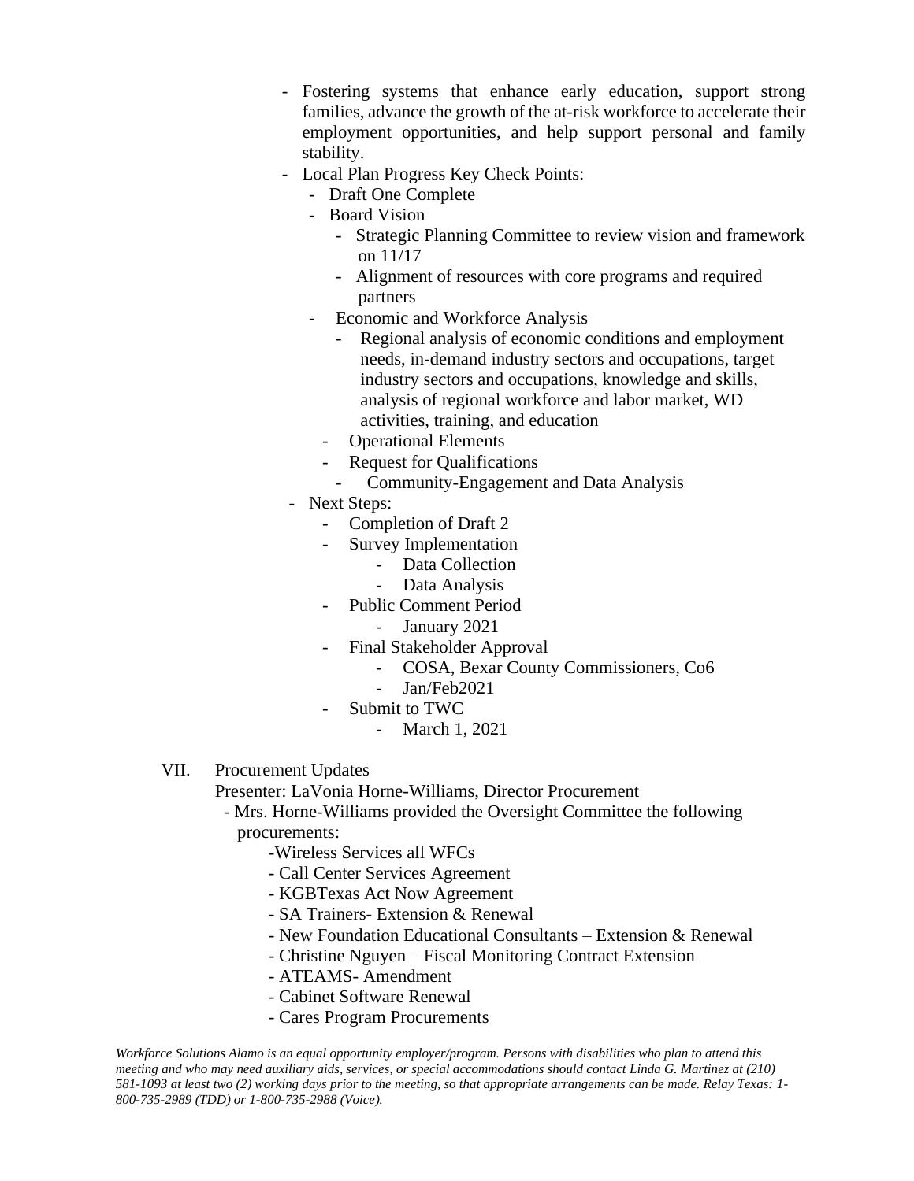- Fostering systems that enhance early education, support strong families, advance the growth of the at-risk workforce to accelerate their employment opportunities, and help support personal and family stability.
- Local Plan Progress Key Check Points:
  - Draft One Complete
  - Board Vision
    - Strategic Planning Committee to review vision and framework on 11/17
    - Alignment of resources with core programs and required partners
  - Economic and Workforce Analysis
    - Regional analysis of economic conditions and employment needs, in-demand industry sectors and occupations, target industry sectors and occupations, knowledge and skills, analysis of regional workforce and labor market, WD activities, training, and education
  - Operational Elements
  - Request for Qualifications
    - Community-Engagement and Data Analysis
- Next Steps:
  - Completion of Draft 2
  - Survey Implementation
    - Data Collection
    - Data Analysis
  - Public Comment Period
    - January 2021
  - Final Stakeholder Approval
    - COSA, Bexar County Commissioners, Co6
    - Jan/Feb2021
  - Submit to TWC
    - March 1, 2021

VII. Procurement Updates

Presenter: LaVonia Horne-Williams, Director Procurement

- Mrs. Horne-Williams provided the Oversight Committee the following procurements:
  - Wireless Services all WFCs
  - Call Center Services Agreement
  - KGBTexas Act Now Agreement
  - SA Trainers- Extension & Renewal
  - New Foundation Educational Consultants – Extension & Renewal
  - Christine Nguyen – Fiscal Monitoring Contract Extension
  - ATEAMS- Amendment
  - Cabinet Software Renewal
  - Cares Program Procurements

*Workforce Solutions Alamo is an equal opportunity employer/program. Persons with disabilities who plan to attend this meeting and who may need auxiliary aids, services, or special accommodations should contact Linda G. Martinez at (210) 581-1093 at least two (2) working days prior to the meeting, so that appropriate arrangements can be made. Relay Texas: 1-800-735-2989 (TDD) or 1-800-735-2988 (Voice).*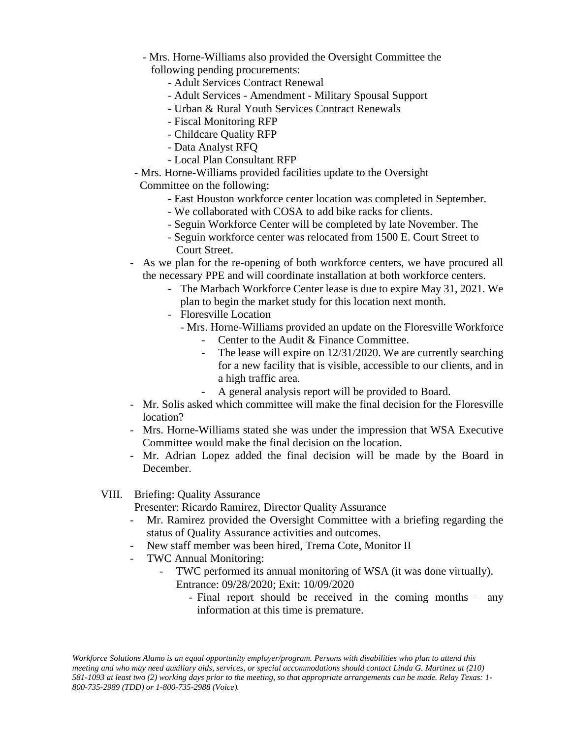- Mrs. Horne-Williams also provided the Oversight Committee the following pending procurements:
  - Adult Services Contract Renewal
  - Adult Services - Amendment - Military Spousal Support
  - Urban & Rural Youth Services Contract Renewals
  - Fiscal Monitoring RFP
  - Childcare Quality RFP
  - Data Analyst RFQ
  - Local Plan Consultant RFP
- Mrs. Horne-Williams provided facilities update to the Oversight Committee on the following:
  - East Houston workforce center location was completed in September.
  - We collaborated with COSA to add bike racks for clients.
  - Seguin Workforce Center will be completed by late November. The
  - Seguin workforce center was relocated from 1500 E. Court Street to Court Street.
- As we plan for the re-opening of both workforce centers, we have procured all the necessary PPE and will coordinate installation at both workforce centers.
  - The Marbach Workforce Center lease is due to expire May 31, 2021. We plan to begin the market study for this location next month.
  - Floresville Location
    - Mrs. Horne-Williams provided an update on the Floresville Workforce
      - Center to the Audit & Finance Committee.
      - The lease will expire on 12/31/2020. We are currently searching for a new facility that is visible, accessible to our clients, and in a high traffic area.
      - A general analysis report will be provided to Board.
- Mr. Solis asked which committee will make the final decision for the Floresville location?
- Mrs. Horne-Williams stated she was under the impression that WSA Executive Committee would make the final decision on the location.
- Mr. Adrian Lopez added the final decision will be made by the Board in December.

VIII. Briefing: Quality Assurance
Presenter: Ricardo Ramirez, Director Quality Assurance

- Mr. Ramirez provided the Oversight Committee with a briefing regarding the status of Quality Assurance activities and outcomes.
- New staff member was been hired, Trema Cote, Monitor II
- TWC Annual Monitoring:
  - TWC performed its annual monitoring of WSA (it was done virtually). Entrance: 09/28/2020; Exit: 10/09/2020
    - Final report should be received in the coming months – any information at this time is premature.

*Workforce Solutions Alamo is an equal opportunity employer/program. Persons with disabilities who plan to attend this meeting and who may need auxiliary aids, services, or special accommodations should contact Linda G. Martinez at (210) 581-1093 at least two (2) working days prior to the meeting, so that appropriate arrangements can be made. Relay Texas: 1-800-735-2989 (TDD) or 1-800-735-2988 (Voice).*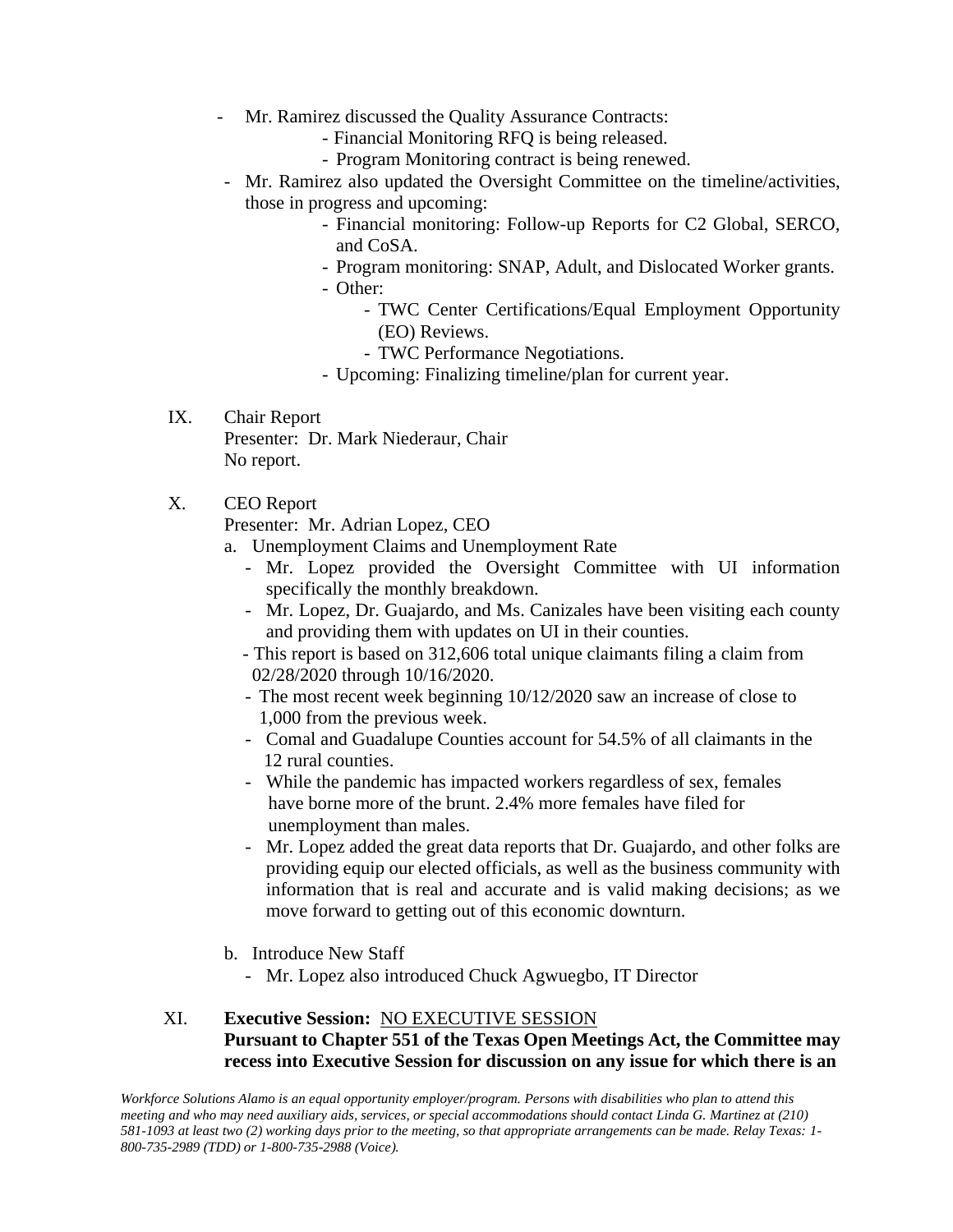- Mr. Ramirez discussed the Quality Assurance Contracts:
  - Financial Monitoring RFQ is being released.
  - Program Monitoring contract is being renewed.
- Mr. Ramirez also updated the Oversight Committee on the timeline/activities, those in progress and upcoming:
  - Financial monitoring: Follow-up Reports for C2 Global, SERCO, and CoSA.
  - Program monitoring: SNAP, Adult, and Dislocated Worker grants.
  - Other:
    - TWC Center Certifications/Equal Employment Opportunity (EO) Reviews.
    - TWC Performance Negotiations.
  - Upcoming: Finalizing timeline/plan for current year.

IX. Chair Report
Presenter: Dr. Mark Niederaur, Chair
No report.

X. CEO Report
Presenter: Mr. Adrian Lopez, CEO

a. Unemployment Claims and Unemployment Rate
- Mr. Lopez provided the Oversight Committee with UI information specifically the monthly breakdown.
- Mr. Lopez, Dr. Guajardo, and Ms. Canizales have been visiting each county and providing them with updates on UI in their counties.
- This report is based on 312,606 total unique claimants filing a claim from 02/28/2020 through 10/16/2020.
- The most recent week beginning 10/12/2020 saw an increase of close to 1,000 from the previous week.
- Comal and Guadalupe Counties account for 54.5% of all claimants in the 12 rural counties.
- While the pandemic has impacted workers regardless of sex, females have borne more of the brunt. 2.4% more females have filed for unemployment than males.
- Mr. Lopez added the great data reports that Dr. Guajardo, and other folks are providing equip our elected officials, as well as the business community with information that is real and accurate and is valid making decisions; as we move forward to getting out of this economic downturn.

b. Introduce New Staff
- Mr. Lopez also introduced Chuck Agwuegbo, IT Director

XI. **Executive Session:** NO EXECUTIVE SESSION
**Pursuant to Chapter 551 of the Texas Open Meetings Act, the Committee may recess into Executive Session for discussion on any issue for which there is an**

*Workforce Solutions Alamo is an equal opportunity employer/program. Persons with disabilities who plan to attend this meeting and who may need auxiliary aids, services, or special accommodations should contact Linda G. Martinez at (210) 581-1093 at least two (2) working days prior to the meeting, so that appropriate arrangements can be made. Relay Texas: 1-800-735-2989 (TDD) or 1-800-735-2988 (Voice).*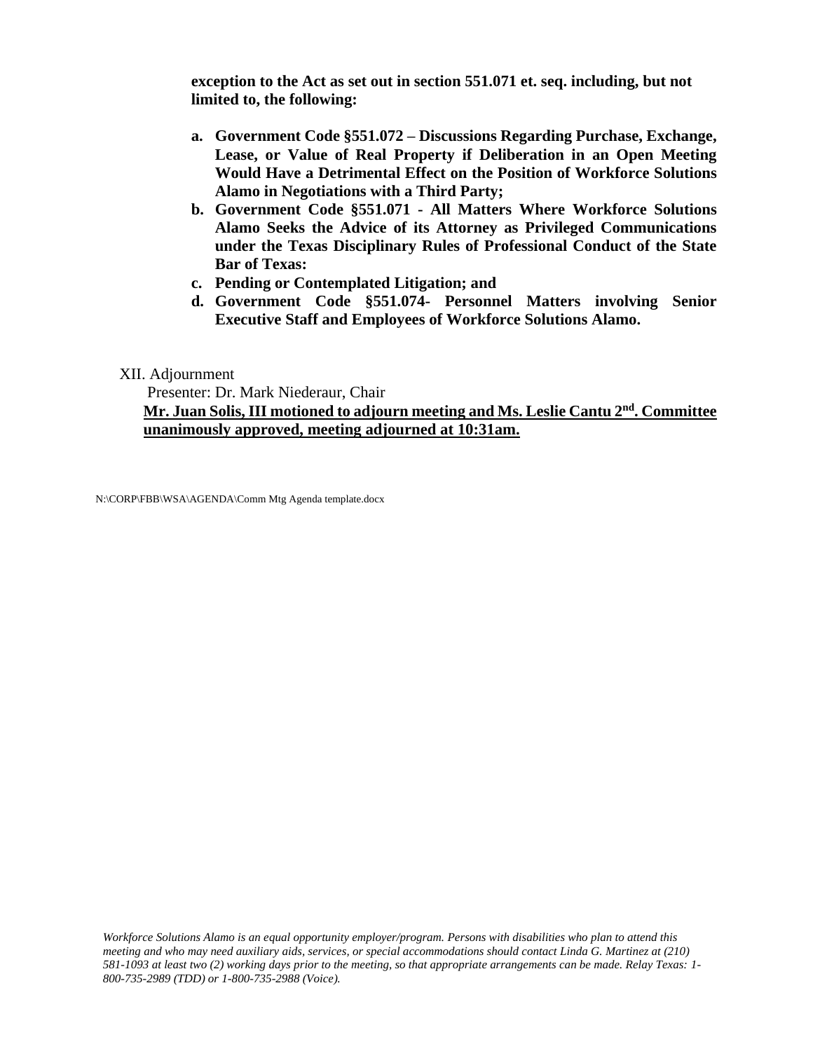**exception to the Act as set out in section 551.071 et. seq. including, but not limited to, the following:**

- **a. Government Code §551.072 – Discussions Regarding Purchase, Exchange, Lease, or Value of Real Property if Deliberation in an Open Meeting Would Have a Detrimental Effect on the Position of Workforce Solutions Alamo in Negotiations with a Third Party;**
- **b. Government Code §551.071 - All Matters Where Workforce Solutions Alamo Seeks the Advice of its Attorney as Privileged Communications under the Texas Disciplinary Rules of Professional Conduct of the State Bar of Texas:**
- **c. Pending or Contemplated Litigation; and**
- **d. Government Code §551.074- Personnel Matters involving Senior Executive Staff and Employees of Workforce Solutions Alamo.**

XII. Adjournment

Presenter: Dr. Mark Niederaur, Chair

**Mr. Juan Solis, III motioned to adjourn meeting and Ms. Leslie Cantu 2nd. Committee unanimously approved, meeting adjourned at 10:31am.**

N:\CORP\FBB\WSA\AGENDA\Comm Mtg Agenda template.docx

*Workforce Solutions Alamo is an equal opportunity employer/program. Persons with disabilities who plan to attend this meeting and who may need auxiliary aids, services, or special accommodations should contact Linda G. Martinez at (210) 581-1093 at least two (2) working days prior to the meeting, so that appropriate arrangements can be made. Relay Texas: 1-800-735-2989 (TDD) or 1-800-735-2988 (Voice).*